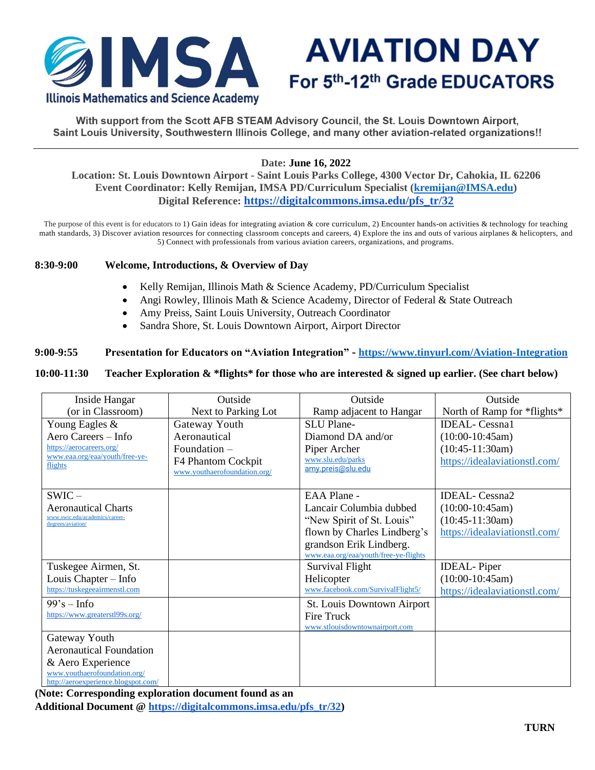# IMSA — Illinois Mathematics and Science Academy

# AVIATION DAY

## For 5th-12th Grade EDUCATORS

**With support from the Scott AFB STEAM Advisory Council, the St. Louis Downtown Airport, Saint Louis University, Southwestern Illinois College, and many other aviation-related organizations!!**

---

**Date: June 16, 2022**
**Location: St. Louis Downtown Airport - Saint Louis Parks College, 4300 Vector Dr, Cahokia, IL 62206**
**Event Coordinator: Kelly Remijan, IMSA PD/Curriculum Specialist (kremijan@IMSA.edu)**
**Digital Reference: https://digitalcommons.imsa.edu/pfs_tr/32**

The purpose of this event is for educators to 1) Gain ideas for integrating aviation & core curriculum, 2) Encounter hands-on activities & technology for teaching math standards, 3) Discover aviation resources for connecting classroom concepts and careers, 4) Explore the ins and outs of various airplanes & helicopters, and 5) Connect with professionals from various aviation careers, organizations, and programs.

**8:30-9:00 Welcome, Introductions, & Overview of Day**

- Kelly Remijan, Illinois Math & Science Academy, PD/Curriculum Specialist
- Angi Rowley, Illinois Math & Science Academy, Director of Federal & State Outreach
- Amy Preiss, Saint Louis University, Outreach Coordinator
- Sandra Shore, St. Louis Downtown Airport, Airport Director

**9:00-9:55 Presentation for Educators on "Aviation Integration" - https://www.tinyurl.com/Aviation-Integration**

**10:00-11:30 Teacher Exploration & \*flights\* for those who are interested & signed up earlier. (See chart below)**

| Inside Hangar (or in Classroom) | Outside Next to Parking Lot | Outside Ramp adjacent to Hangar | Outside North of Ramp for \*flights\* |
|---|---|---|---|
| Young Eagles & Aero Careers – Info https://aerocareers.org/ www.eaa.org/eaa/youth/free-ye-flights | Gateway Youth Aeronautical Foundation – F4 Phantom Cockpit www.youthaerofoundation.org/ | SLU Plane- Diamond DA and/or Piper Archer www.slu.edu/parks amy.preis@slu.edu | IDEAL- Cessna1 (10:00-10:45am) (10:45-11:30am) https://idealaviationstl.com/ |
| SWIC – Aeronautical Charts www.swic.edu/academics/career-degrees/aviation/ | | EAA Plane - Lancair Columbia dubbed "New Spirit of St. Louis" flown by Charles Lindberg's grandson Erik Lindberg. www.eaa.org/eaa/youth/free-ye-flights | IDEAL- Cessna2 (10:00-10:45am) (10:45-11:30am) https://idealaviationstl.com/ |
| Tuskegee Airmen, St. Louis Chapter – Info https://tuskegeeairmenstl.com | | Survival Flight Helicopter www.facebook.com/SurvivalFlight5/ | IDEAL- Piper (10:00-10:45am) https://idealaviationstl.com/ |
| 99's – Info https://www.greaterstl99s.org/ | | St. Louis Downtown Airport Fire Truck www.stlouisdowntownairport.com | |
| Gateway Youth Aeronautical Foundation & Aero Experience www.youthaerofoundation.org/ http://aeroexperience.blogspot.com/ | | | |

**(Note: Corresponding exploration document found as an Additional Document @ https://digitalcommons.imsa.edu/pfs_tr/32)**

**TURN**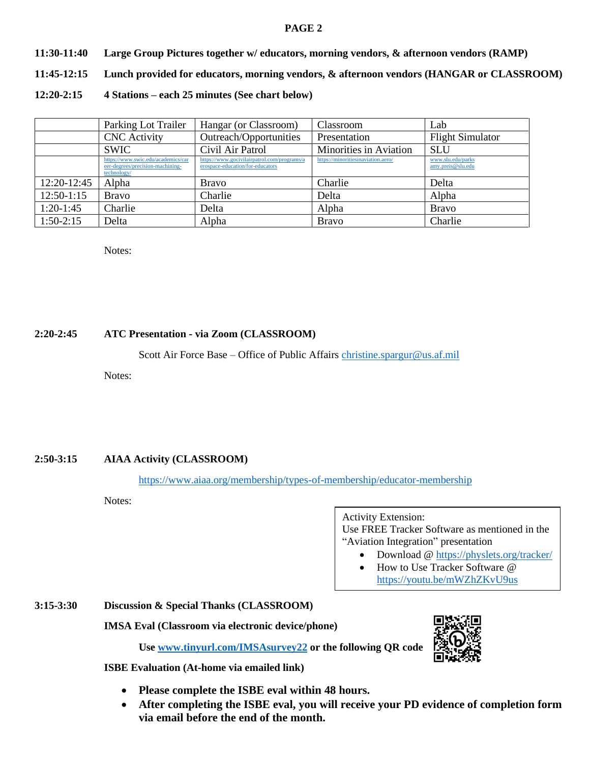**PAGE 2**

**11:30-11:40 Large Group Pictures together w/ educators, morning vendors, & afternoon vendors (RAMP)**

**11:45-12:15 Lunch provided for educators, morning vendors, & afternoon vendors (HANGAR or CLASSROOM)**

**12:20-2:15 4 Stations – each 25 minutes (See chart below)**

| | | | | |
|---|---|---|---|---|
| | Parking Lot Trailer | Hangar (or Classroom) | Classroom | Lab |
| | CNC Activity | Outreach/Opportunities | Presentation | Flight Simulator |
| | SWIC | Civil Air Patrol | Minorities in Aviation | SLU |
| | https://www.swic.edu/academics/career-degrees/precision-machining-technology/ | https://www.gocivilairpatrol.com/programs/aerospace-education/for-educators | https://minoritiesinaviation.aero/ | www.slu.edu/parks amy.preis@slu.edu |
| 12:20-12:45 | Alpha | Bravo | Charlie | Delta |
| 12:50-1:15 | Bravo | Charlie | Delta | Alpha |
| 1:20-1:45 | Charlie | Delta | Alpha | Bravo |
| 1:50-2:15 | Delta | Alpha | Bravo | Charlie |

Notes:

**2:20-2:45 ATC Presentation - via Zoom (CLASSROOM)**

Scott Air Force Base – Office of Public Affairs christine.spargur@us.af.mil

Notes:

**2:50-3:15 AIAA Activity (CLASSROOM)**

https://www.aiaa.org/membership/types-of-membership/educator-membership

Notes:

Activity Extension:
Use FREE Tracker Software as mentioned in the "Aviation Integration" presentation

- Download @ https://physlets.org/tracker/
- How to Use Tracker Software @ https://youtu.be/mWZhZKvU9us

**3:15-3:30 Discussion & Special Thanks (CLASSROOM)**

**IMSA Eval (Classroom via electronic device/phone)**

**Use www.tinyurl.com/IMSAsurvey22 or the following QR code**

**ISBE Evaluation (At-home via emailed link)**

- **Please complete the ISBE eval within 48 hours.**
- **After completing the ISBE eval, you will receive your PD evidence of completion form via email before the end of the month.**